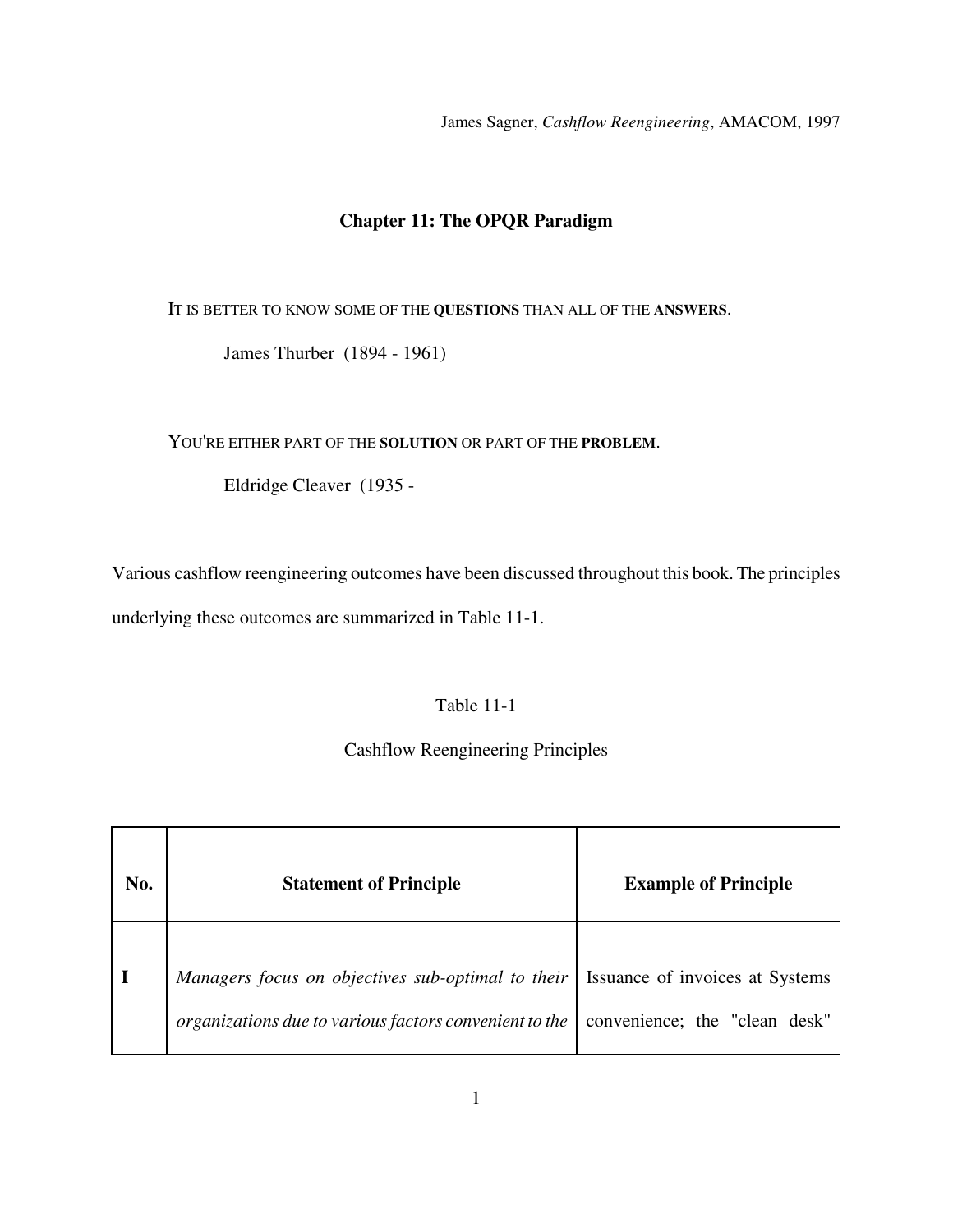James Sagner, *Cashflow Reengineering*, AMACOM, 1997

## Chapter 11: The OPQR Paradigm

IT IS BETTER TO KNOW SOME OF THE **QUESTIONS** THAN ALL OF THE **ANSWERS**.

James Thurber (1894 - 1961)

YOU'RE EITHER PART OF THE **SOLUTION** OR PART OF THE **PROBLEM**.

Eldridge Cleaver (1935 -

Various cashflow reengineering outcomes have been discussed throughout this book. The principles underlying these outcomes are summarized in Table 11-1.

Table 11-1

Cashflow Reengineering Principles

| No. | Statement of Principle | Example of Principle |
|---|---|---|
| **I** | *Managers focus on objectives sub-optimal to their organizations due to various factors convenient to the* | Issuance of invoices at Systems convenience; the "clean desk" |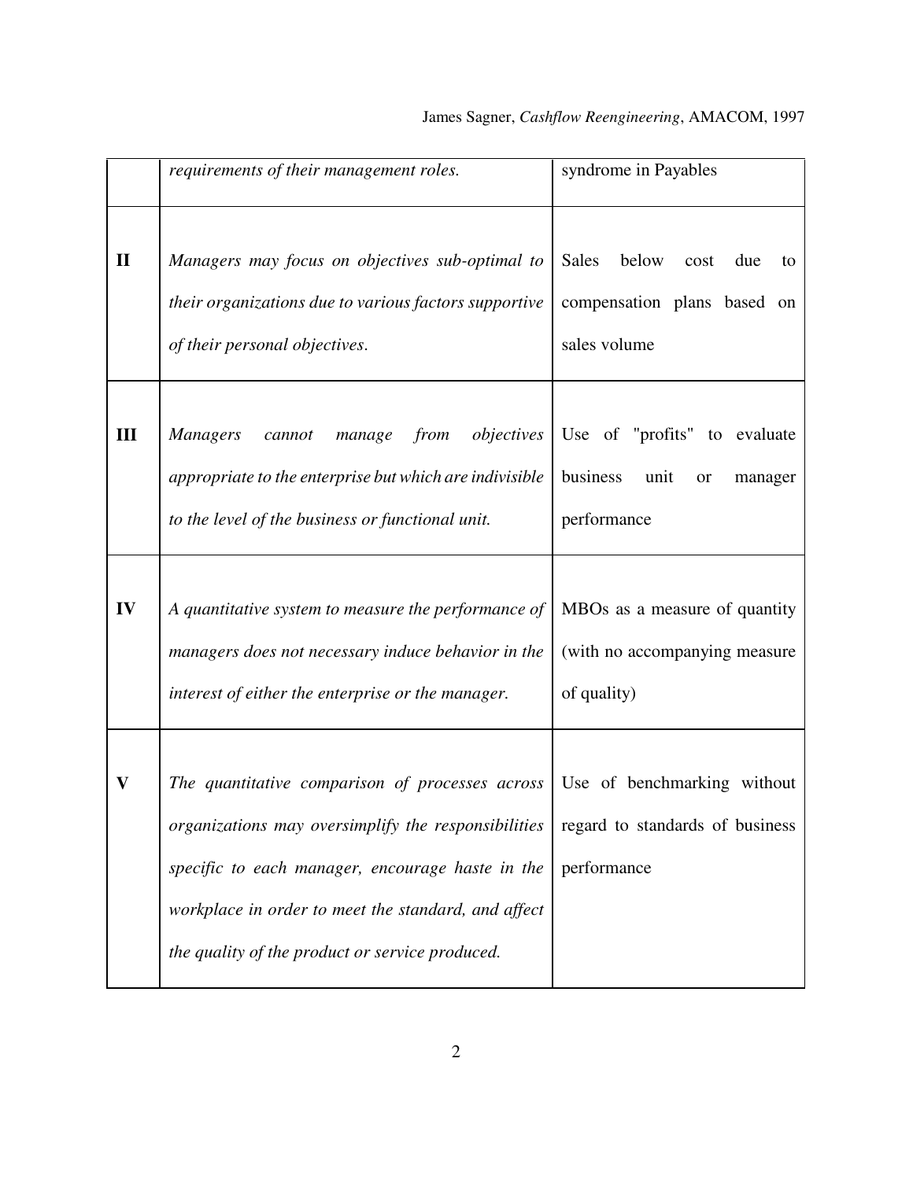| | | |
|---|---|---|
| | *requirements of their management roles.* | syndrome in Payables |
| **II** | *Managers may focus on objectives sub-optimal to their organizations due to various factors supportive of their personal objectives.* | Sales below cost due to compensation plans based on sales volume |
| **III** | *Managers cannot manage from objectives appropriate to the enterprise but which are indivisible to the level of the business or functional unit.* | Use of "profits" to evaluate business unit or manager performance |
| **IV** | *A quantitative system to measure the performance of managers does not necessary induce behavior in the interest of either the enterprise or the manager.* | MBOs as a measure of quantity (with no accompanying measure of quality) |
| **V** | *The quantitative comparison of processes across organizations may oversimplify the responsibilities specific to each manager, encourage haste in the workplace in order to meet the standard, and affect the quality of the product or service produced.* | Use of benchmarking without regard to standards of business performance |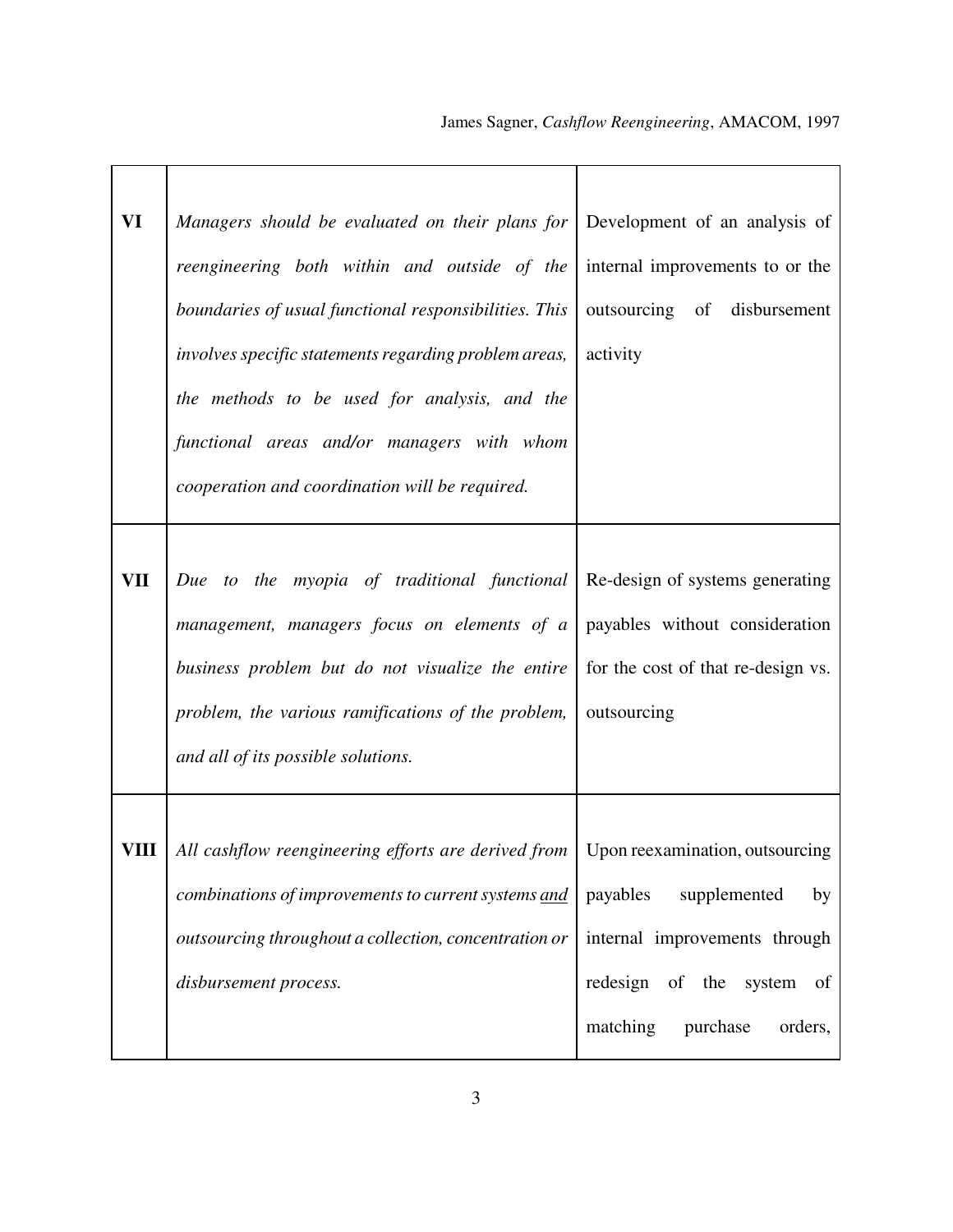| | | |
|---|---|---|
| **VI** | *Managers should be evaluated on their plans for reengineering both within and outside of the boundaries of usual functional responsibilities. This involves specific statements regarding problem areas, the methods to be used for analysis, and the functional areas and/or managers with whom cooperation and coordination will be required.* | Development of an analysis of internal improvements to or the outsourcing of disbursement activity |
| **VII** | *Due to the myopia of traditional functional management, managers focus on elements of a business problem but do not visualize the entire problem, the various ramifications of the problem, and all of its possible solutions.* | Re-design of systems generating payables without consideration for the cost of that re-design vs. outsourcing |
| **VIII** | *All cashflow reengineering efforts are derived from combinations of improvements to current systems <u>and</u> outsourcing throughout a collection, concentration or disbursement process.* | Upon reexamination, outsourcing payables supplemented by internal improvements through redesign of the system of matching purchase orders, |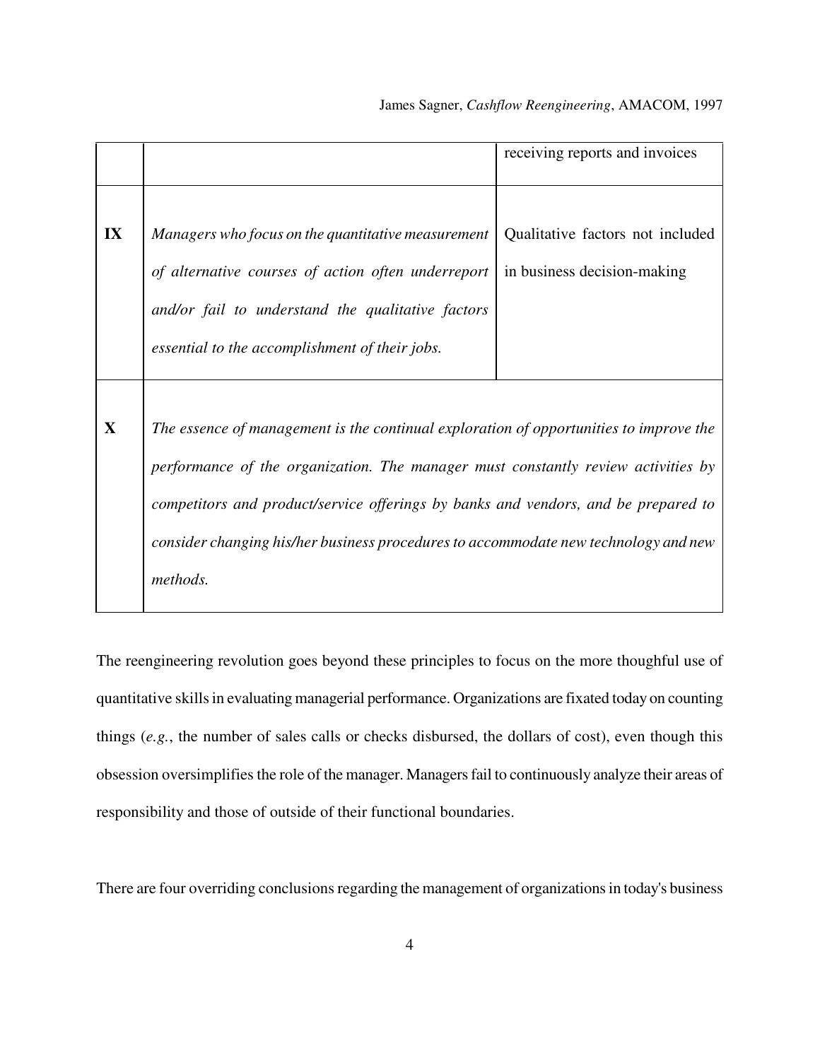|  |  |  |
|---|---|---|
|  |  | receiving reports and invoices |
| **IX** | *Managers who focus on the quantitative measurement of alternative courses of action often underreport and/or fail to understand the qualitative factors essential to the accomplishment of their jobs.* | Qualitative factors not included in business decision-making |
| **X** | *The essence of management is the continual exploration of opportunities to improve the performance of the organization. The manager must constantly review activities by competitors and product/service offerings by banks and vendors, and be prepared to consider changing his/her business procedures to accommodate new technology and new methods.* |  |

The reengineering revolution goes beyond these principles to focus on the more thoughful use of quantitative skills in evaluating managerial performance. Organizations are fixated today on counting things (*e.g.*, the number of sales calls or checks disbursed, the dollars of cost), even though this obsession oversimplifies the role of the manager. Managers fail to continuously analyze their areas of responsibility and those of outside of their functional boundaries.

There are four overriding conclusions regarding the management of organizations in today's business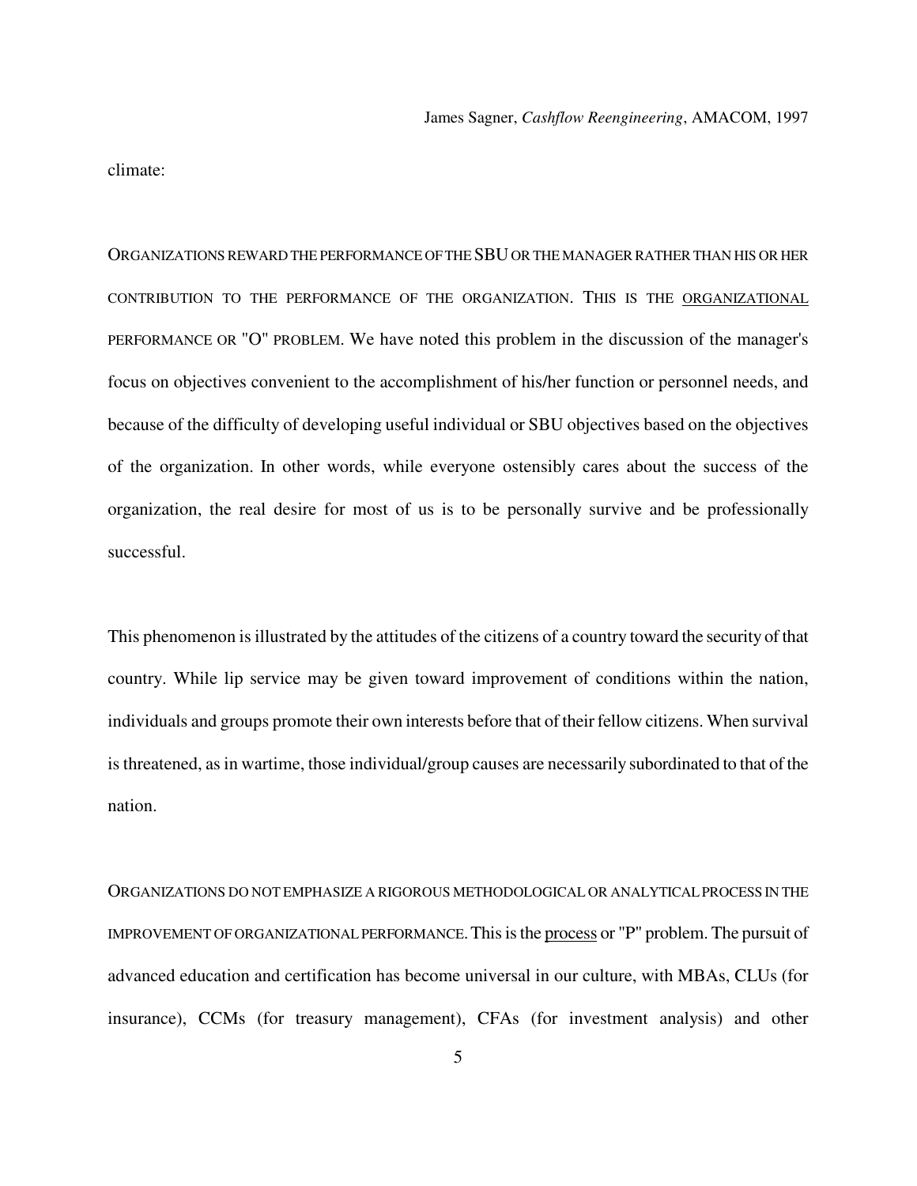climate:

ORGANIZATIONS REWARD THE PERFORMANCE OF THE SBU OR THE MANAGER RATHER THAN HIS OR HER CONTRIBUTION TO THE PERFORMANCE OF THE ORGANIZATION. THIS IS THE ORGANIZATIONAL PERFORMANCE OR "O" PROBLEM. We have noted this problem in the discussion of the manager's focus on objectives convenient to the accomplishment of his/her function or personnel needs, and because of the difficulty of developing useful individual or SBU objectives based on the objectives of the organization. In other words, while everyone ostensibly cares about the success of the organization, the real desire for most of us is to be personally survive and be professionally successful.

This phenomenon is illustrated by the attitudes of the citizens of a country toward the security of that country. While lip service may be given toward improvement of conditions within the nation, individuals and groups promote their own interests before that of their fellow citizens. When survival is threatened, as in wartime, those individual/group causes are necessarily subordinated to that of the nation.

ORGANIZATIONS DO NOT EMPHASIZE A RIGOROUS METHODOLOGICAL OR ANALYTICAL PROCESS IN THE IMPROVEMENT OF ORGANIZATIONAL PERFORMANCE. This is the process or "P" problem. The pursuit of advanced education and certification has become universal in our culture, with MBAs, CLUs (for insurance), CCMs (for treasury management), CFAs (for investment analysis) and other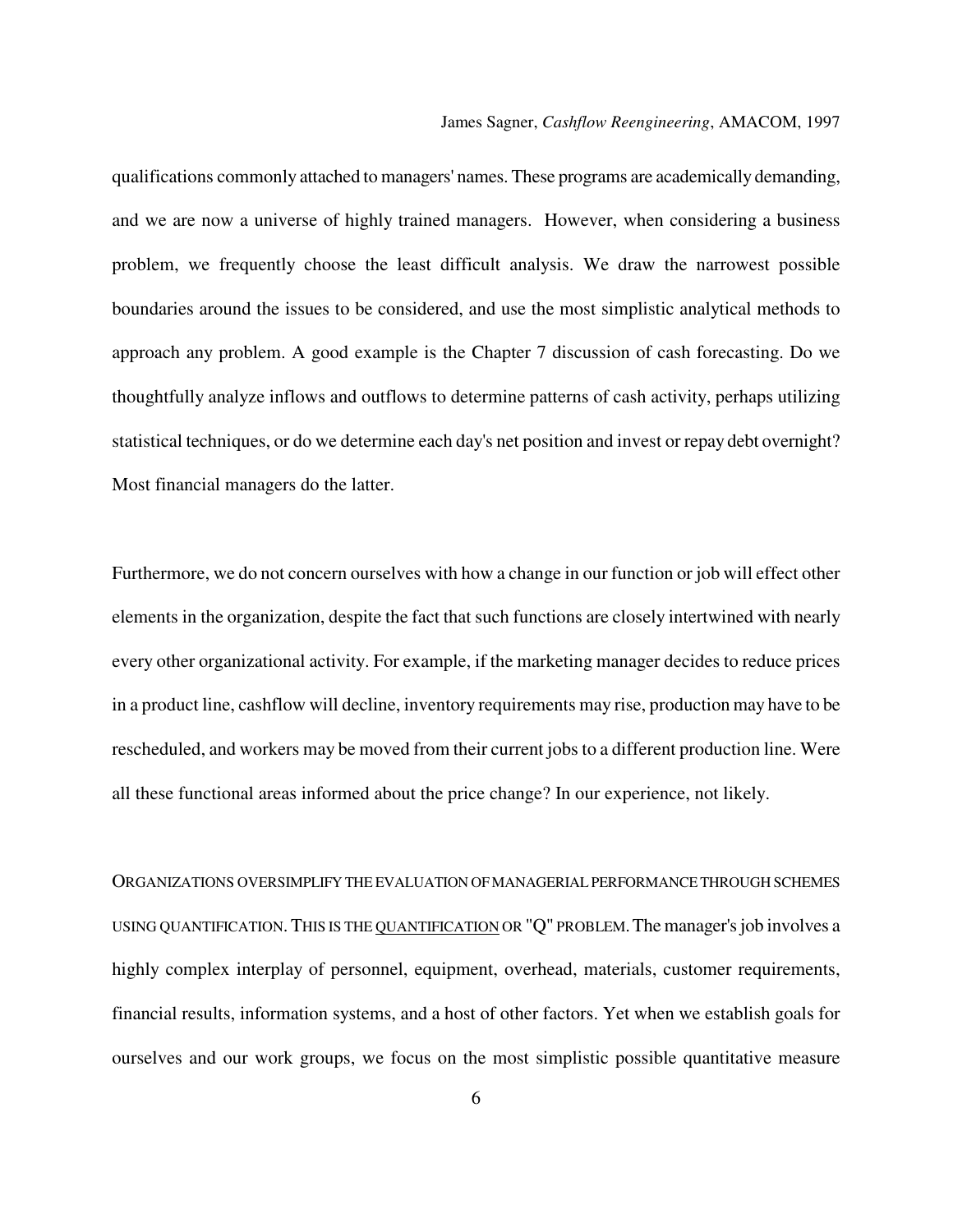qualifications commonly attached to managers' names. These programs are academically demanding, and we are now a universe of highly trained managers. However, when considering a business problem, we frequently choose the least difficult analysis. We draw the narrowest possible boundaries around the issues to be considered, and use the most simplistic analytical methods to approach any problem. A good example is the Chapter 7 discussion of cash forecasting. Do we thoughtfully analyze inflows and outflows to determine patterns of cash activity, perhaps utilizing statistical techniques, or do we determine each day's net position and invest or repay debt overnight? Most financial managers do the latter.

Furthermore, we do not concern ourselves with how a change in our function or job will effect other elements in the organization, despite the fact that such functions are closely intertwined with nearly every other organizational activity. For example, if the marketing manager decides to reduce prices in a product line, cashflow will decline, inventory requirements may rise, production may have to be rescheduled, and workers may be moved from their current jobs to a different production line. Were all these functional areas informed about the price change? In our experience, not likely.

ORGANIZATIONS OVERSIMPLIFY THE EVALUATION OF MANAGERIAL PERFORMANCE THROUGH SCHEMES USING QUANTIFICATION. THIS IS THE <u>QUANTIFICATION</u> OR "Q" PROBLEM. The manager's job involves a highly complex interplay of personnel, equipment, overhead, materials, customer requirements, financial results, information systems, and a host of other factors. Yet when we establish goals for ourselves and our work groups, we focus on the most simplistic possible quantitative measure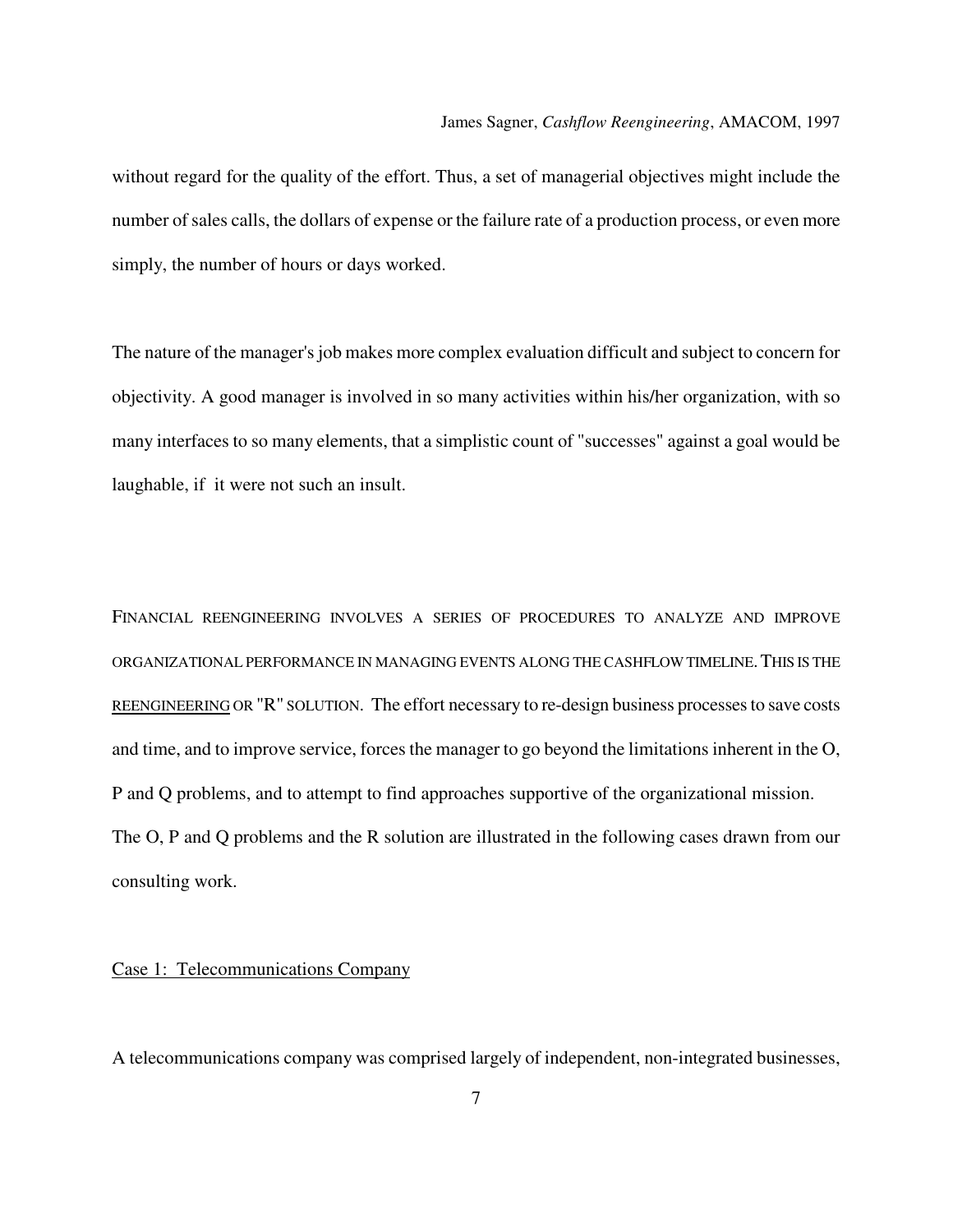without regard for the quality of the effort. Thus, a set of managerial objectives might include the number of sales calls, the dollars of expense or the failure rate of a production process, or even more simply, the number of hours or days worked.

The nature of the manager's job makes more complex evaluation difficult and subject to concern for objectivity. A good manager is involved in so many activities within his/her organization, with so many interfaces to so many elements, that a simplistic count of "successes" against a goal would be laughable, if it were not such an insult.

FINANCIAL REENGINEERING INVOLVES A SERIES OF PROCEDURES TO ANALYZE AND IMPROVE ORGANIZATIONAL PERFORMANCE IN MANAGING EVENTS ALONG THE CASHFLOW TIMELINE. THIS IS THE <u>REENGINEERING</u> OR "R" SOLUTION. The effort necessary to re-design business processes to save costs and time, and to improve service, forces the manager to go beyond the limitations inherent in the O, P and Q problems, and to attempt to find approaches supportive of the organizational mission. The O, P and Q problems and the R solution are illustrated in the following cases drawn from our consulting work.

<u>Case 1: Telecommunications Company</u>

A telecommunications company was comprised largely of independent, non-integrated businesses,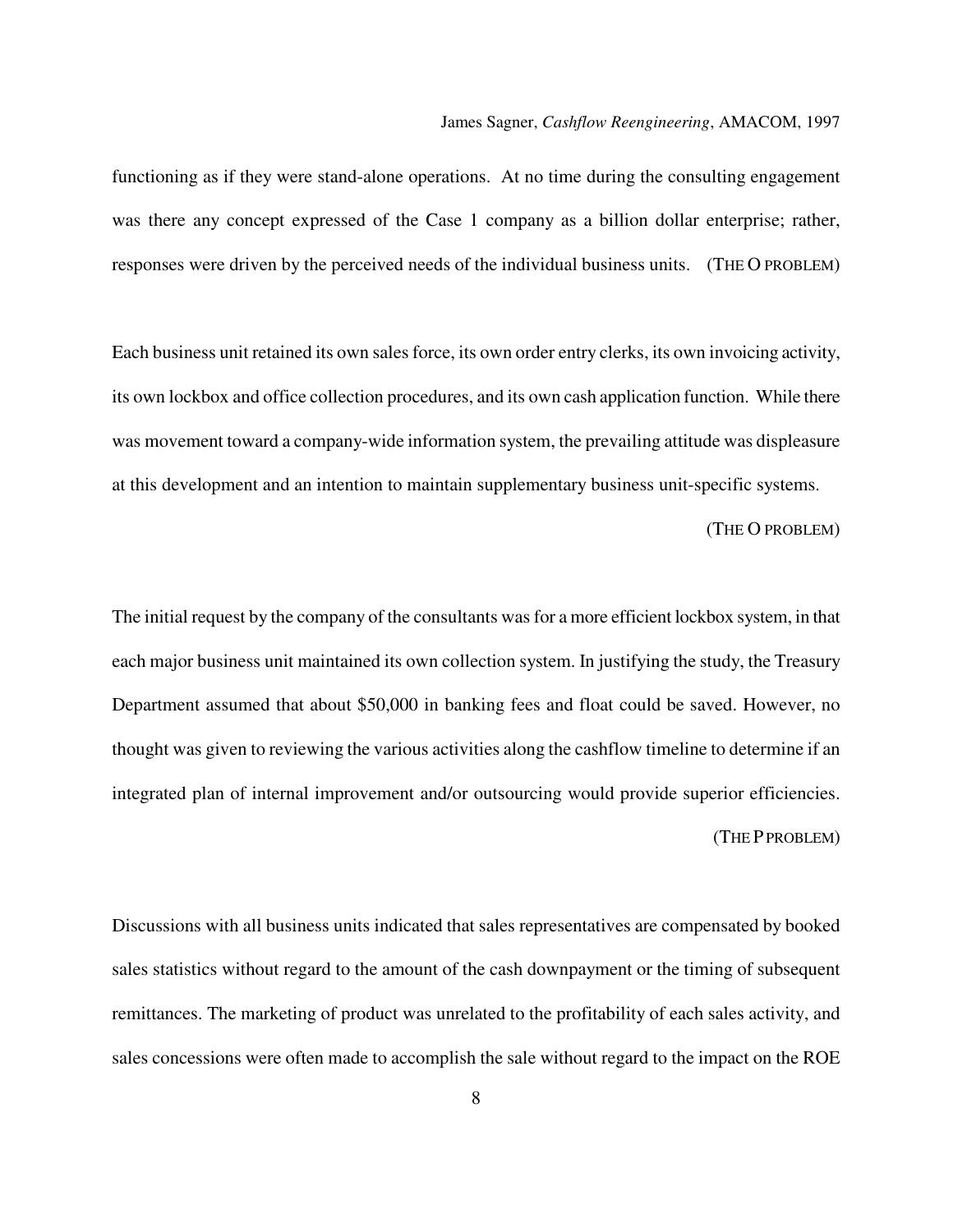functioning as if they were stand-alone operations. At no time during the consulting engagement was there any concept expressed of the Case 1 company as a billion dollar enterprise; rather, responses were driven by the perceived needs of the individual business units. (THE O PROBLEM)

Each business unit retained its own sales force, its own order entry clerks, its own invoicing activity, its own lockbox and office collection procedures, and its own cash application function. While there was movement toward a company-wide information system, the prevailing attitude was displeasure at this development and an intention to maintain supplementary business unit-specific systems. (THE O PROBLEM)

The initial request by the company of the consultants was for a more efficient lockbox system, in that each major business unit maintained its own collection system. In justifying the study, the Treasury Department assumed that about $50,000 in banking fees and float could be saved. However, no thought was given to reviewing the various activities along the cashflow timeline to determine if an integrated plan of internal improvement and/or outsourcing would provide superior efficiencies. (THE P PROBLEM)

Discussions with all business units indicated that sales representatives are compensated by booked sales statistics without regard to the amount of the cash downpayment or the timing of subsequent remittances. The marketing of product was unrelated to the profitability of each sales activity, and sales concessions were often made to accomplish the sale without regard to the impact on the ROE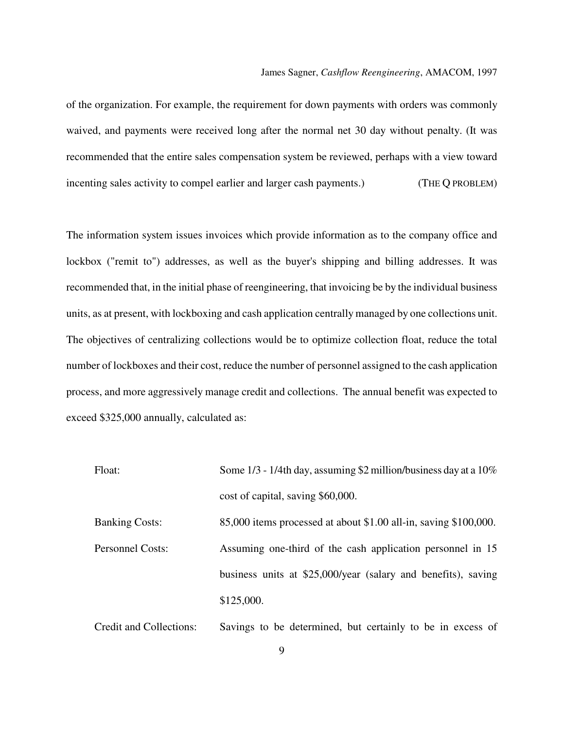of the organization. For example, the requirement for down payments with orders was commonly waived, and payments were received long after the normal net 30 day without penalty. (It was recommended that the entire sales compensation system be reviewed, perhaps with a view toward incenting sales activity to compel earlier and larger cash payments.) (THE Q PROBLEM)

The information system issues invoices which provide information as to the company office and lockbox ("remit to") addresses, as well as the buyer's shipping and billing addresses. It was recommended that, in the initial phase of reengineering, that invoicing be by the individual business units, as at present, with lockboxing and cash application centrally managed by one collections unit. The objectives of centralizing collections would be to optimize collection float, reduce the total number of lockboxes and their cost, reduce the number of personnel assigned to the cash application process, and more aggressively manage credit and collections. The annual benefit was expected to exceed $325,000 annually, calculated as:

| | |
|---|---|
| Float: | Some 1/3 - 1/4th day, assuming $2 million/business day at a 10% cost of capital, saving $60,000. |
| Banking Costs: | 85,000 items processed at about $1.00 all-in, saving $100,000. |
| Personnel Costs: | Assuming one-third of the cash application personnel in 15 business units at $25,000/year (salary and benefits), saving $125,000. |
| Credit and Collections: | Savings to be determined, but certainly to be in excess of |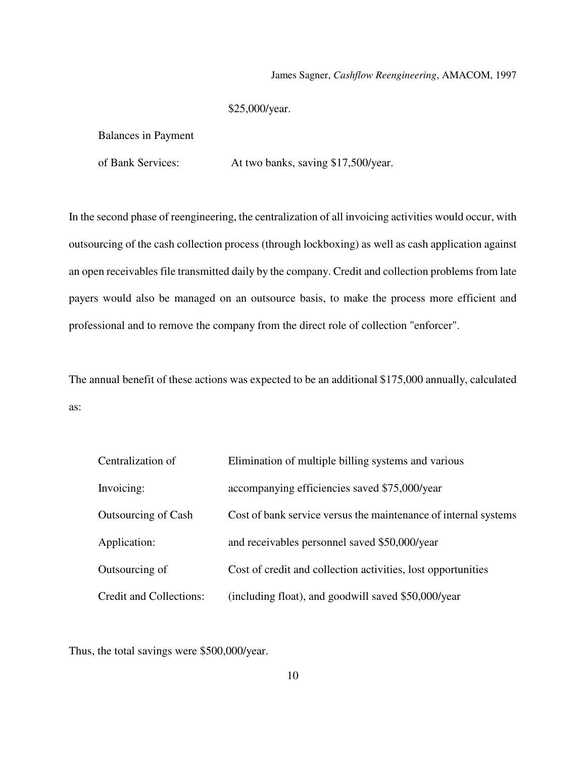$25,000/year.

| | |
|---|---|
| Balances in Payment of Bank Services: | At two banks, saving $17,500/year. |

In the second phase of reengineering, the centralization of all invoicing activities would occur, with outsourcing of the cash collection process (through lockboxing) as well as cash application against an open receivables file transmitted daily by the company. Credit and collection problems from late payers would also be managed on an outsource basis, to make the process more efficient and professional and to remove the company from the direct role of collection "enforcer".

The annual benefit of these actions was expected to be an additional $175,000 annually, calculated as:

| | |
|---|---|
| Centralization of Invoicing: | Elimination of multiple billing systems and various accompanying efficiencies saved $75,000/year |
| Outsourcing of Cash Application: | Cost of bank service versus the maintenance of internal systems and receivables personnel saved $50,000/year |
| Outsourcing of Credit and Collections: | Cost of credit and collection activities, lost opportunities (including float), and goodwill saved $50,000/year |

Thus, the total savings were $500,000/year.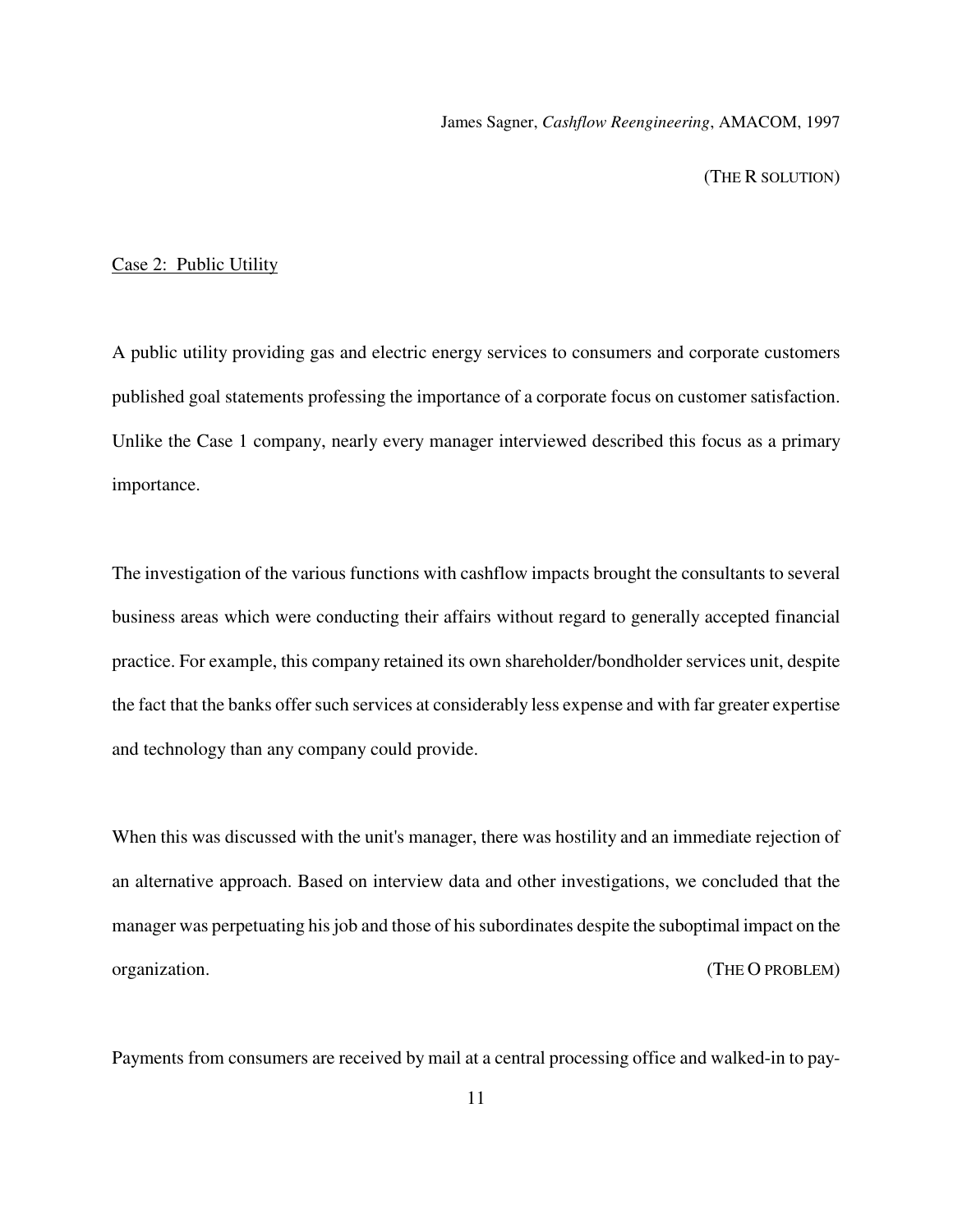James Sagner, *Cashflow Reengineering*, AMACOM, 1997

(THE R SOLUTION)

Case 2: Public Utility

A public utility providing gas and electric energy services to consumers and corporate customers published goal statements professing the importance of a corporate focus on customer satisfaction. Unlike the Case 1 company, nearly every manager interviewed described this focus as a primary importance.

The investigation of the various functions with cashflow impacts brought the consultants to several business areas which were conducting their affairs without regard to generally accepted financial practice. For example, this company retained its own shareholder/bondholder services unit, despite the fact that the banks offer such services at considerably less expense and with far greater expertise and technology than any company could provide.

When this was discussed with the unit's manager, there was hostility and an immediate rejection of an alternative approach. Based on interview data and other investigations, we concluded that the manager was perpetuating his job and those of his subordinates despite the suboptimal impact on the organization.

(THE O PROBLEM)

Payments from consumers are received by mail at a central processing office and walked-in to pay-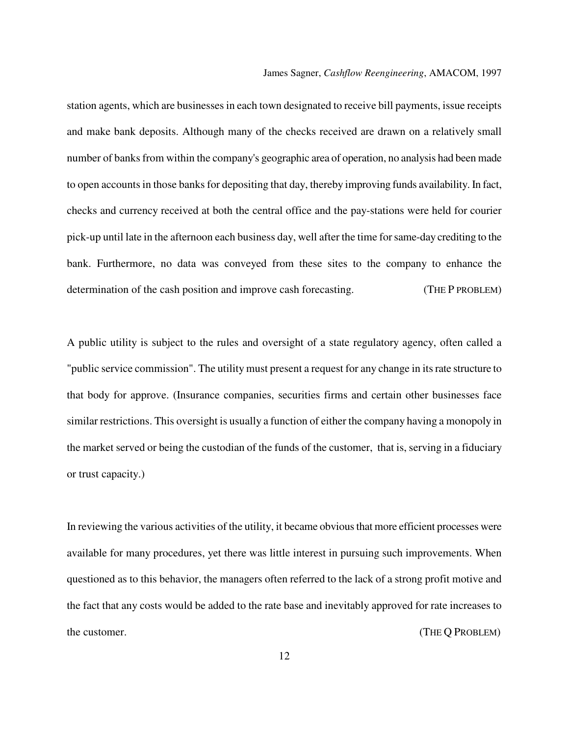station agents, which are businesses in each town designated to receive bill payments, issue receipts and make bank deposits. Although many of the checks received are drawn on a relatively small number of banks from within the company's geographic area of operation, no analysis had been made to open accounts in those banks for depositing that day, thereby improving funds availability. In fact, checks and currency received at both the central office and the pay-stations were held for courier pick-up until late in the afternoon each business day, well after the time for same-day crediting to the bank. Furthermore, no data was conveyed from these sites to the company to enhance the determination of the cash position and improve cash forecasting. (THE P PROBLEM)

A public utility is subject to the rules and oversight of a state regulatory agency, often called a "public service commission". The utility must present a request for any change in its rate structure to that body for approve. (Insurance companies, securities firms and certain other businesses face similar restrictions. This oversight is usually a function of either the company having a monopoly in the market served or being the custodian of the funds of the customer, that is, serving in a fiduciary or trust capacity.)

In reviewing the various activities of the utility, it became obvious that more efficient processes were available for many procedures, yet there was little interest in pursuing such improvements. When questioned as to this behavior, the managers often referred to the lack of a strong profit motive and the fact that any costs would be added to the rate base and inevitably approved for rate increases to the customer. (THE Q PROBLEM)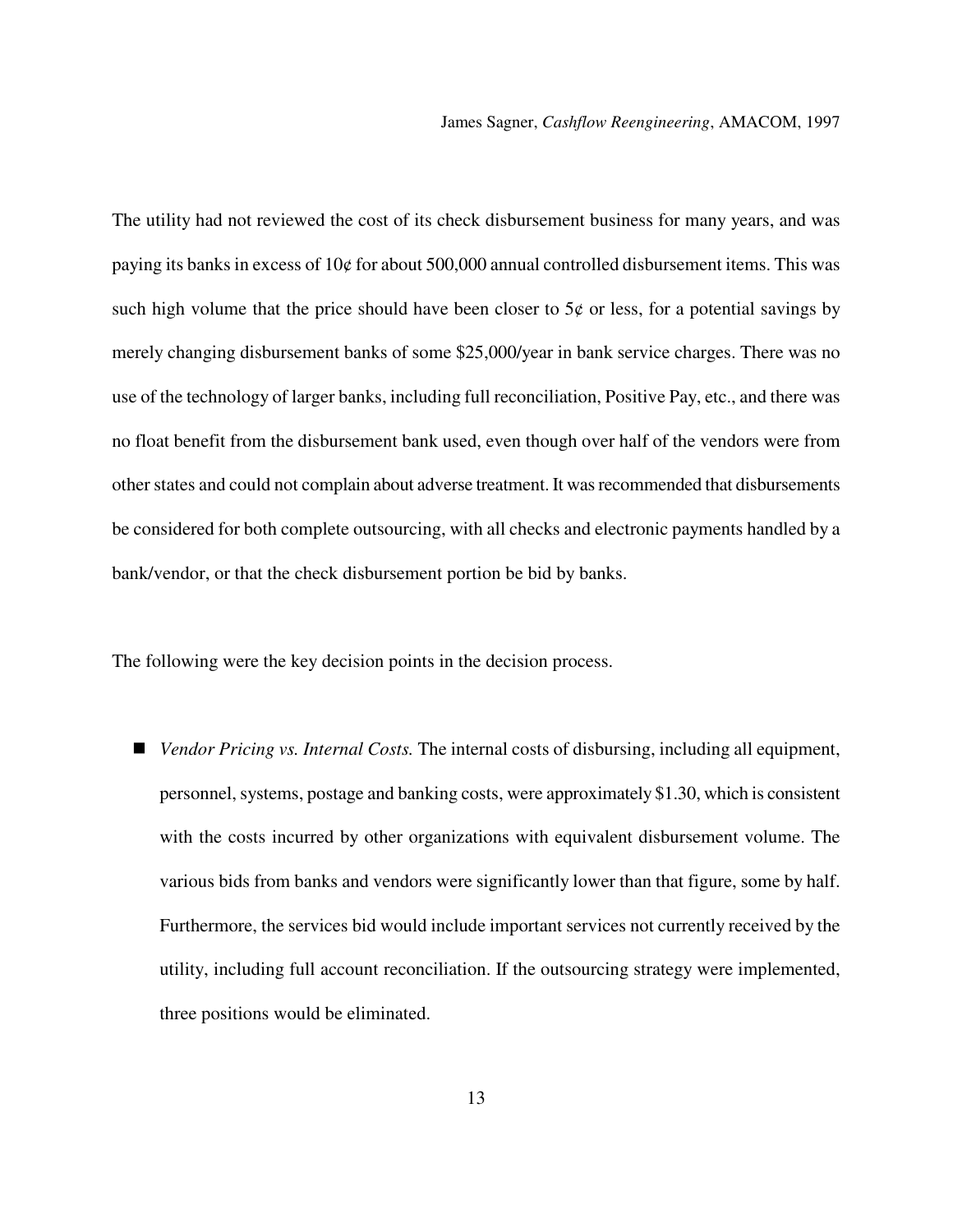The utility had not reviewed the cost of its check disbursement business for many years, and was paying its banks in excess of 10¢ for about 500,000 annual controlled disbursement items. This was such high volume that the price should have been closer to 5¢ or less, for a potential savings by merely changing disbursement banks of some $25,000/year in bank service charges. There was no use of the technology of larger banks, including full reconciliation, Positive Pay, etc., and there was no float benefit from the disbursement bank used, even though over half of the vendors were from other states and could not complain about adverse treatment. It was recommended that disbursements be considered for both complete outsourcing, with all checks and electronic payments handled by a bank/vendor, or that the check disbursement portion be bid by banks.

The following were the key decision points in the decision process.

- *Vendor Pricing vs. Internal Costs.* The internal costs of disbursing, including all equipment, personnel, systems, postage and banking costs, were approximately $1.30, which is consistent with the costs incurred by other organizations with equivalent disbursement volume. The various bids from banks and vendors were significantly lower than that figure, some by half. Furthermore, the services bid would include important services not currently received by the utility, including full account reconciliation. If the outsourcing strategy were implemented, three positions would be eliminated.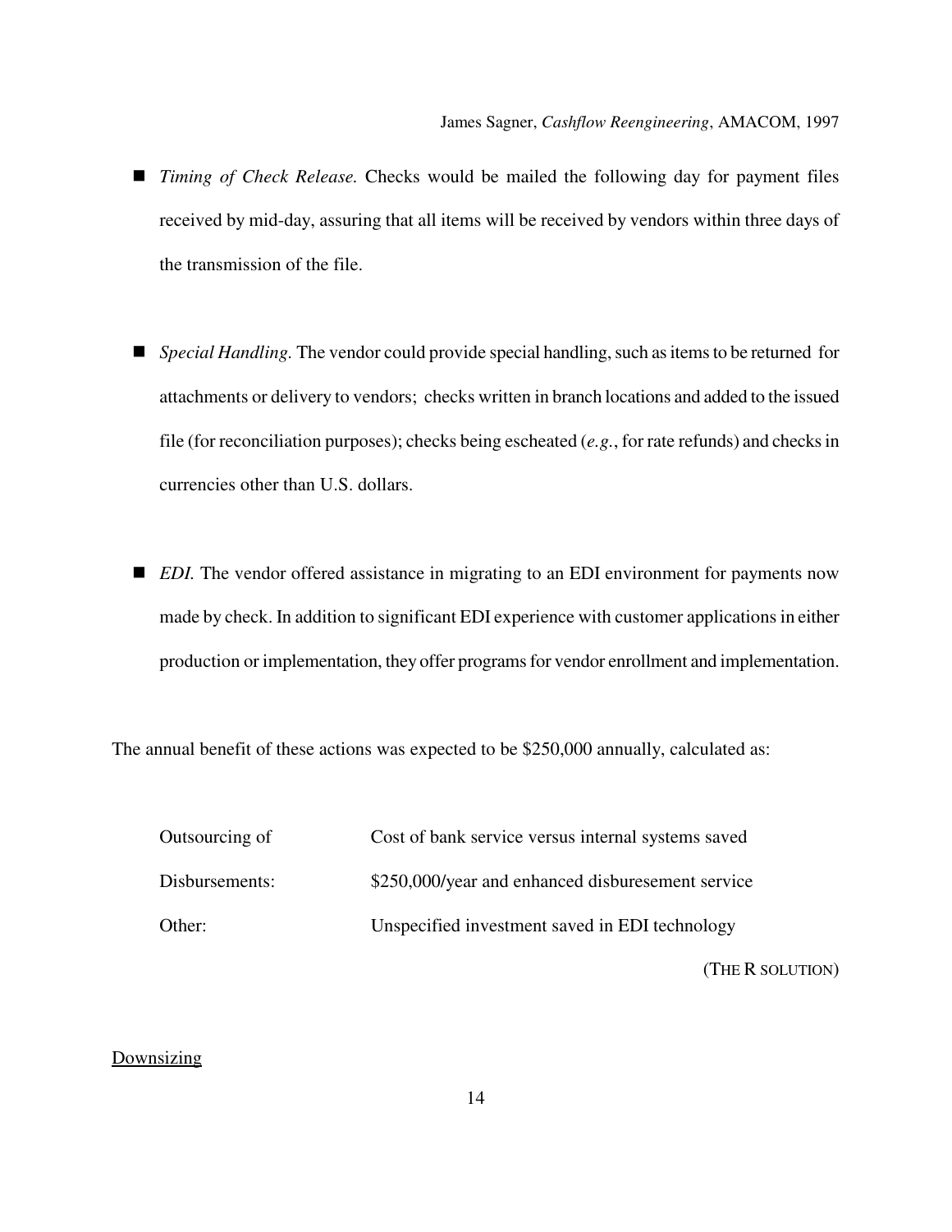- *Timing of Check Release.* Checks would be mailed the following day for payment files received by mid-day, assuring that all items will be received by vendors within three days of the transmission of the file.

- *Special Handling.* The vendor could provide special handling, such as items to be returned for attachments or delivery to vendors; checks written in branch locations and added to the issued file (for reconciliation purposes); checks being escheated (*e.g.*, for rate refunds) and checks in currencies other than U.S. dollars.

- *EDI.* The vendor offered assistance in migrating to an EDI environment for payments now made by check. In addition to significant EDI experience with customer applications in either production or implementation, they offer programs for vendor enrollment and implementation.

The annual benefit of these actions was expected to be $250,000 annually, calculated as:

| | |
|---|---|
| Outsourcing of Disbursements: | Cost of bank service versus internal systems saved $250,000/year and enhanced disburesement service |
| Other: | Unspecified investment saved in EDI technology |

(THE R SOLUTION)

<u>Downsizing</u>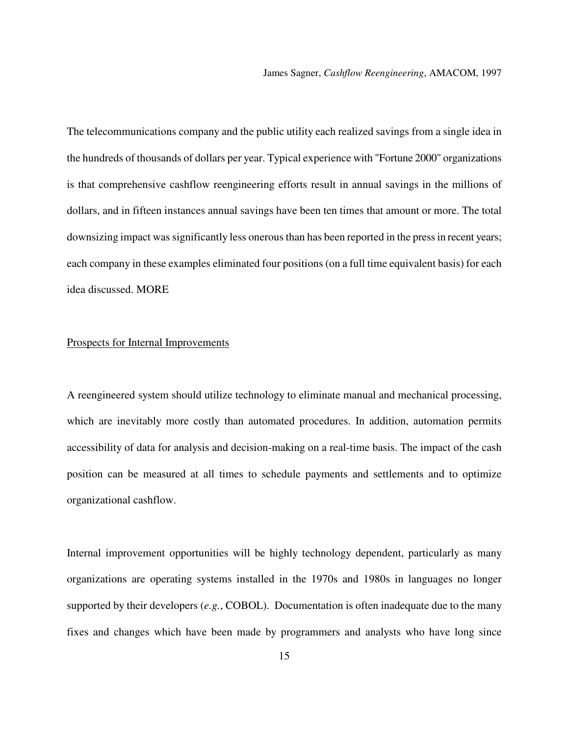The telecommunications company and the public utility each realized savings from a single idea in the hundreds of thousands of dollars per year. Typical experience with "Fortune 2000" organizations is that comprehensive cashflow reengineering efforts result in annual savings in the millions of dollars, and in fifteen instances annual savings have been ten times that amount or more. The total downsizing impact was significantly less onerous than has been reported in the press in recent years; each company in these examples eliminated four positions (on a full time equivalent basis) for each idea discussed. MORE

<u>Prospects for Internal Improvements</u>

A reengineered system should utilize technology to eliminate manual and mechanical processing, which are inevitably more costly than automated procedures. In addition, automation permits accessibility of data for analysis and decision-making on a real-time basis. The impact of the cash position can be measured at all times to schedule payments and settlements and to optimize organizational cashflow.

Internal improvement opportunities will be highly technology dependent, particularly as many organizations are operating systems installed in the 1970s and 1980s in languages no longer supported by their developers (*e.g.*, COBOL). Documentation is often inadequate due to the many fixes and changes which have been made by programmers and analysts who have long since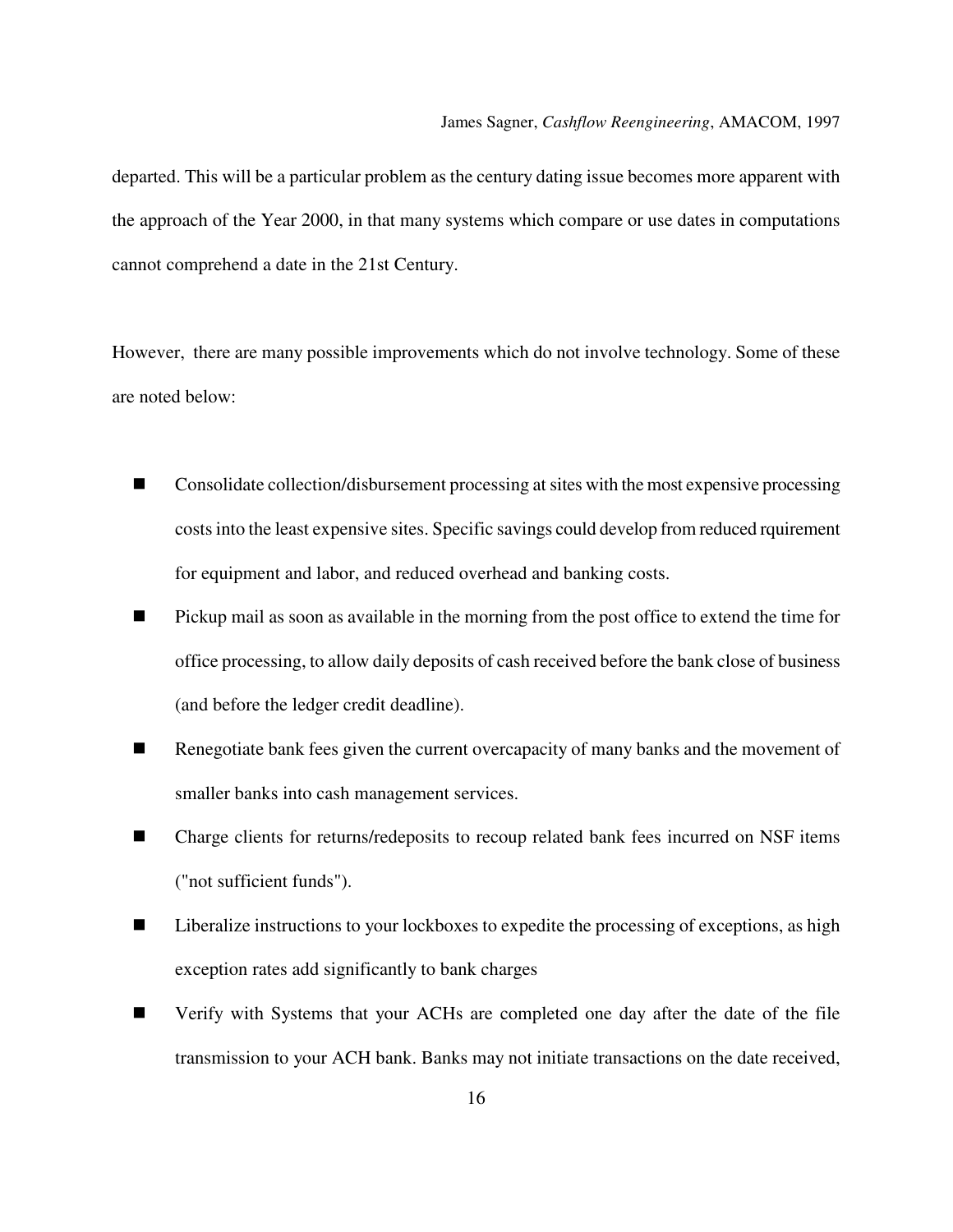departed. This will be a particular problem as the century dating issue becomes more apparent with the approach of the Year 2000, in that many systems which compare or use dates in computations cannot comprehend a date in the 21st Century.

However, there are many possible improvements which do not involve technology. Some of these are noted below:

- Consolidate collection/disbursement processing at sites with the most expensive processing costs into the least expensive sites. Specific savings could develop from reduced rquirement for equipment and labor, and reduced overhead and banking costs.
- Pickup mail as soon as available in the morning from the post office to extend the time for office processing, to allow daily deposits of cash received before the bank close of business (and before the ledger credit deadline).
- Renegotiate bank fees given the current overcapacity of many banks and the movement of smaller banks into cash management services.
- Charge clients for returns/redeposits to recoup related bank fees incurred on NSF items ("not sufficient funds").
- Liberalize instructions to your lockboxes to expedite the processing of exceptions, as high exception rates add significantly to bank charges
- Verify with Systems that your ACHs are completed one day after the date of the file transmission to your ACH bank. Banks may not initiate transactions on the date received,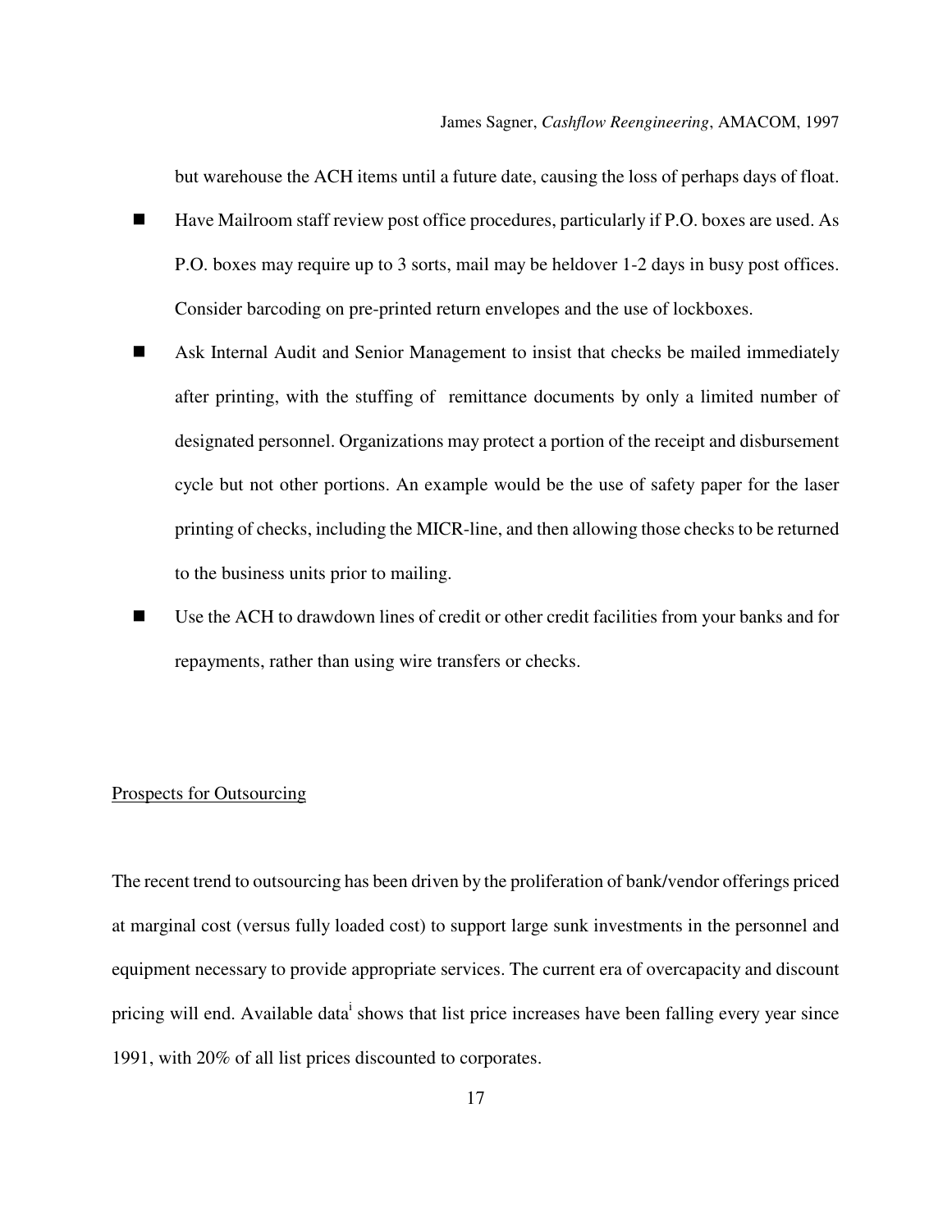but warehouse the ACH items until a future date, causing the loss of perhaps days of float.

- Have Mailroom staff review post office procedures, particularly if P.O. boxes are used. As P.O. boxes may require up to 3 sorts, mail may be heldover 1-2 days in busy post offices. Consider barcoding on pre-printed return envelopes and the use of lockboxes.
- Ask Internal Audit and Senior Management to insist that checks be mailed immediately after printing, with the stuffing of remittance documents by only a limited number of designated personnel. Organizations may protect a portion of the receipt and disbursement cycle but not other portions. An example would be the use of safety paper for the laser printing of checks, including the MICR-line, and then allowing those checks to be returned to the business units prior to mailing.
- Use the ACH to drawdown lines of credit or other credit facilities from your banks and for repayments, rather than using wire transfers or checks.

Prospects for Outsourcing

The recent trend to outsourcing has been driven by the proliferation of bank/vendor offerings priced at marginal cost (versus fully loaded cost) to support large sunk investments in the personnel and equipment necessary to provide appropriate services. The current era of overcapacity and discount pricing will end. Available data[i] shows that list price increases have been falling every year since 1991, with 20% of all list prices discounted to corporates.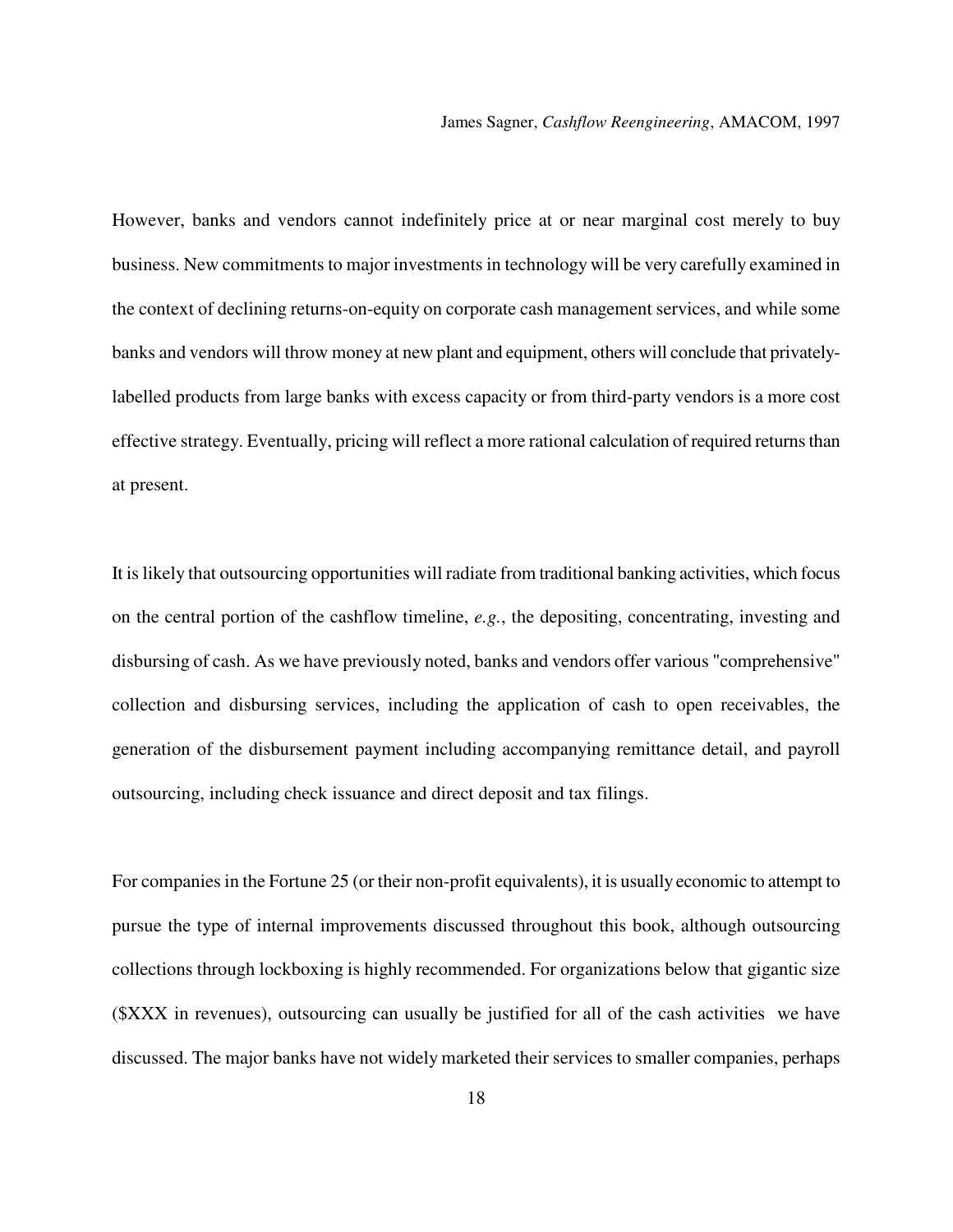However, banks and vendors cannot indefinitely price at or near marginal cost merely to buy business. New commitments to major investments in technology will be very carefully examined in the context of declining returns-on-equity on corporate cash management services, and while some banks and vendors will throw money at new plant and equipment, others will conclude that privately-labelled products from large banks with excess capacity or from third-party vendors is a more cost effective strategy. Eventually, pricing will reflect a more rational calculation of required returns than at present.

It is likely that outsourcing opportunities will radiate from traditional banking activities, which focus on the central portion of the cashflow timeline, *e.g.*, the depositing, concentrating, investing and disbursing of cash. As we have previously noted, banks and vendors offer various "comprehensive" collection and disbursing services, including the application of cash to open receivables, the generation of the disbursement payment including accompanying remittance detail, and payroll outsourcing, including check issuance and direct deposit and tax filings.

For companies in the Fortune 25 (or their non-profit equivalents), it is usually economic to attempt to pursue the type of internal improvements discussed throughout this book, although outsourcing collections through lockboxing is highly recommended. For organizations below that gigantic size ($XXX in revenues), outsourcing can usually be justified for all of the cash activities we have discussed. The major banks have not widely marketed their services to smaller companies, perhaps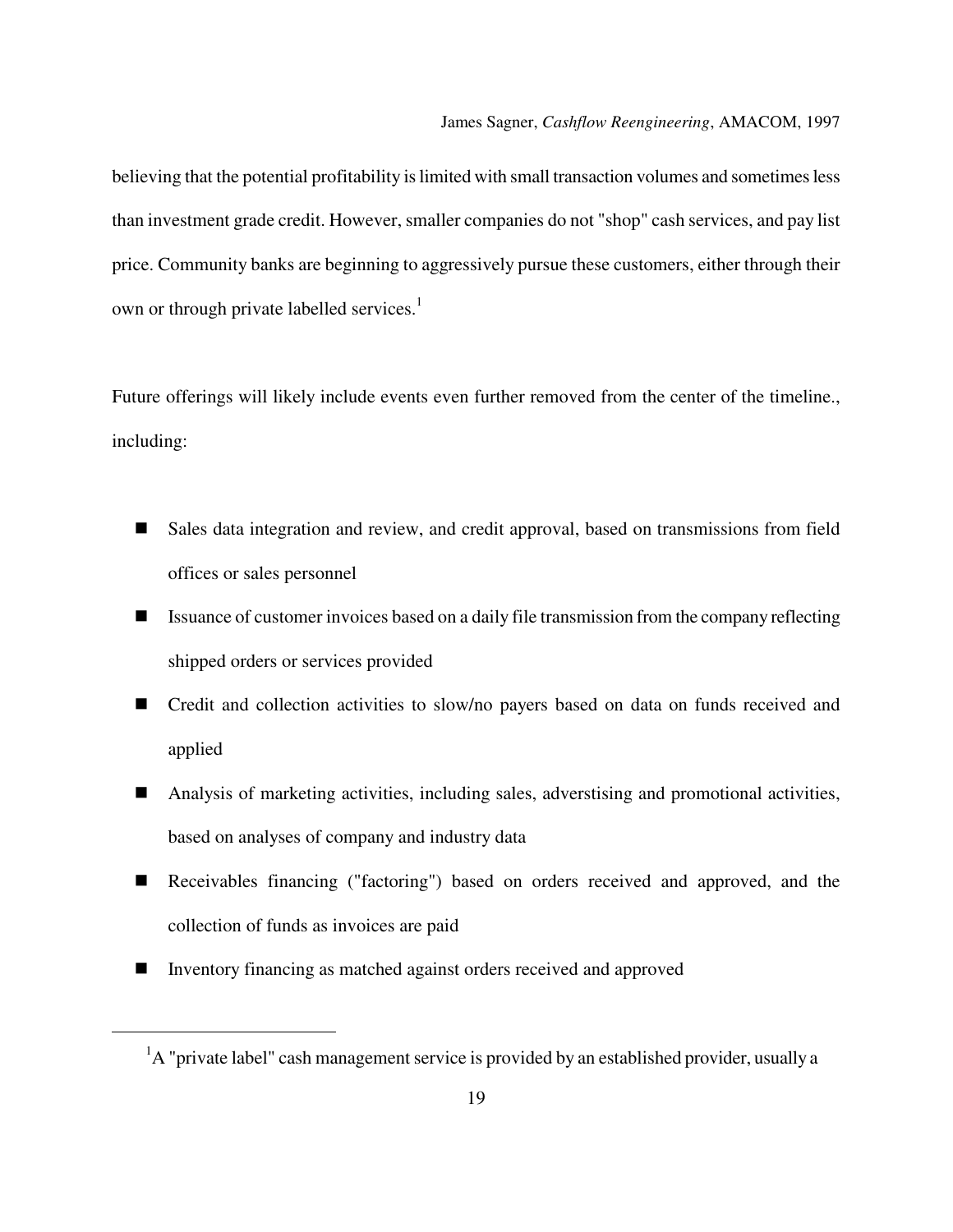believing that the potential profitability is limited with small transaction volumes and sometimes less than investment grade credit. However, smaller companies do not "shop" cash services, and pay list price. Community banks are beginning to aggressively pursue these customers, either through their own or through private labelled services.[1]

Future offerings will likely include events even further removed from the center of the timeline., including:

- Sales data integration and review, and credit approval, based on transmissions from field offices or sales personnel
- Issuance of customer invoices based on a daily file transmission from the company reflecting shipped orders or services provided
- Credit and collection activities to slow/no payers based on data on funds received and applied
- Analysis of marketing activities, including sales, adverstising and promotional activities, based on analyses of company and industry data
- Receivables financing ("factoring") based on orders received and approved, and the collection of funds as invoices are paid
- Inventory financing as matched against orders received and approved

[1] A "private label" cash management service is provided by an established provider, usually a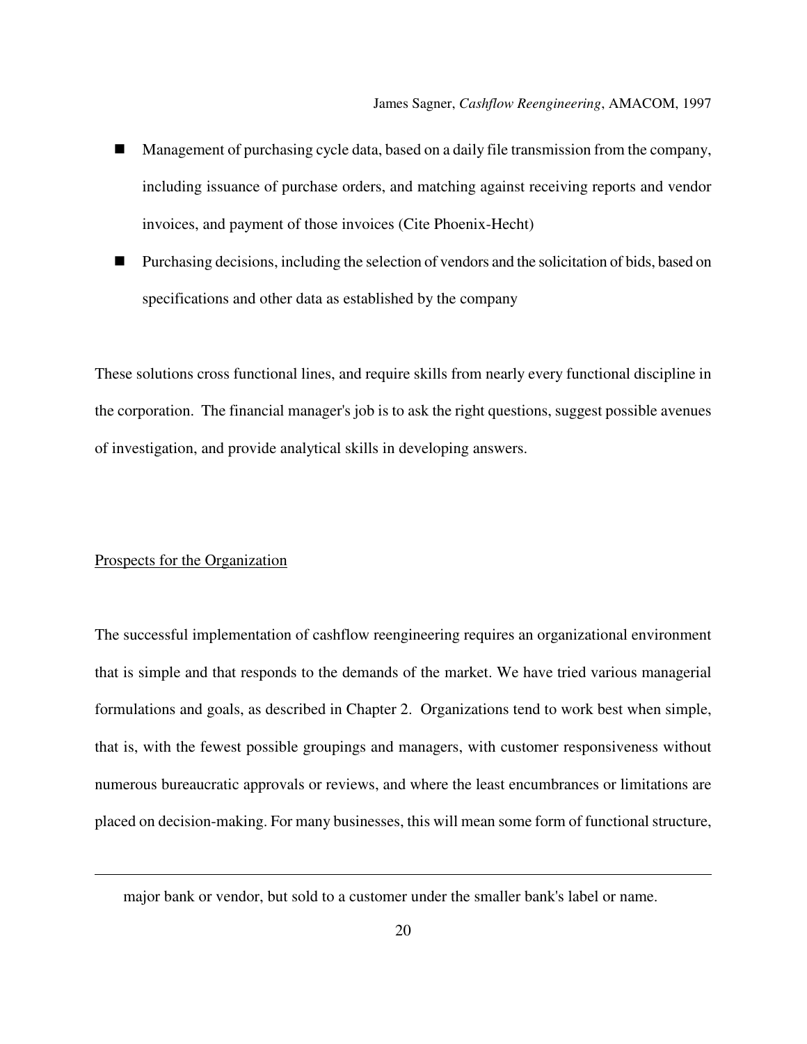- Management of purchasing cycle data, based on a daily file transmission from the company, including issuance of purchase orders, and matching against receiving reports and vendor invoices, and payment of those invoices (Cite Phoenix-Hecht)
- Purchasing decisions, including the selection of vendors and the solicitation of bids, based on specifications and other data as established by the company

These solutions cross functional lines, and require skills from nearly every functional discipline in the corporation. The financial manager's job is to ask the right questions, suggest possible avenues of investigation, and provide analytical skills in developing answers.

## Prospects for the Organization

The successful implementation of cashflow reengineering requires an organizational environment that is simple and that responds to the demands of the market. We have tried various managerial formulations and goals, as described in Chapter 2. Organizations tend to work best when simple, that is, with the fewest possible groupings and managers, with customer responsiveness without numerous bureaucratic approvals or reviews, and where the least encumbrances or limitations are placed on decision-making. For many businesses, this will mean some form of functional structure,

---

major bank or vendor, but sold to a customer under the smaller bank's label or name.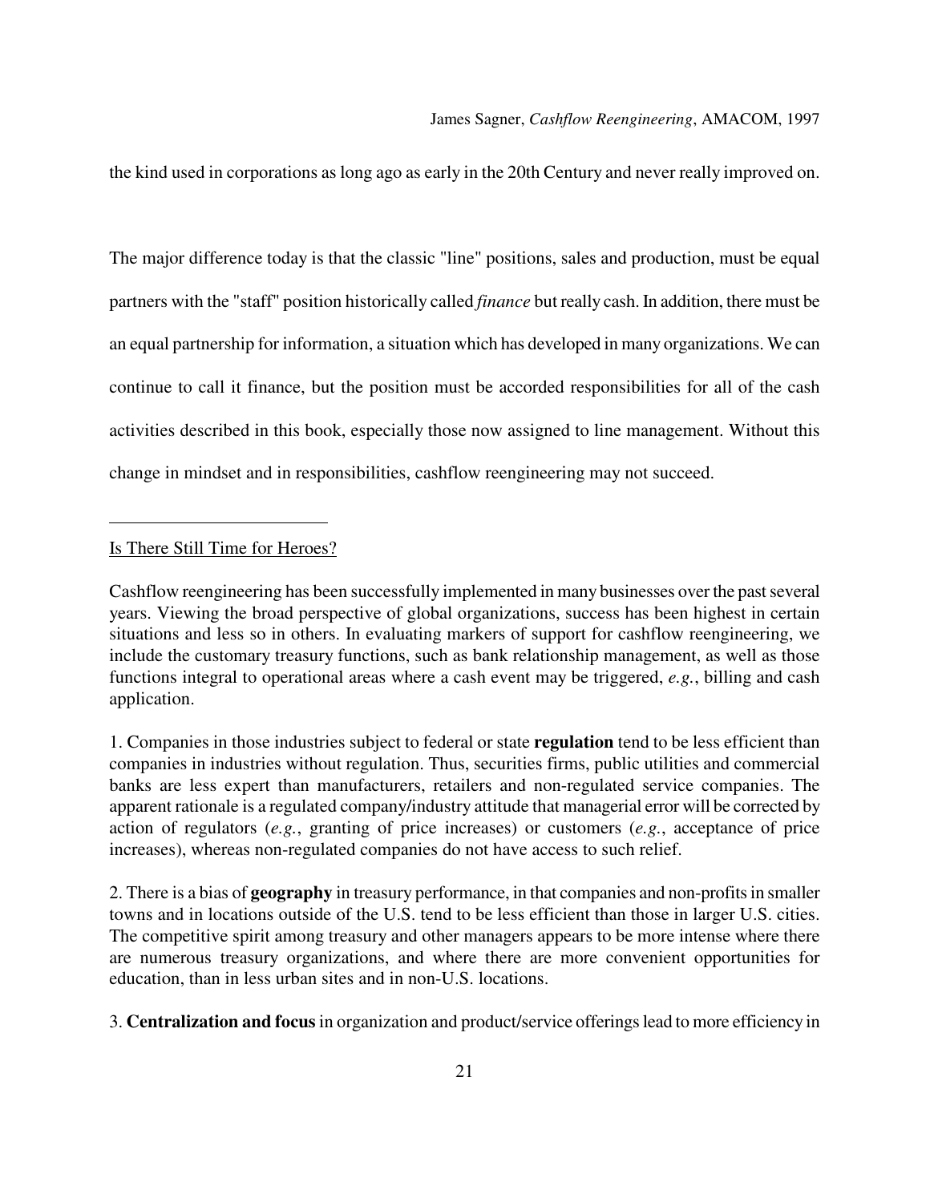the kind used in corporations as long ago as early in the 20th Century and never really improved on.

The major difference today is that the classic "line" positions, sales and production, must be equal partners with the "staff" position historically called *finance* but really cash. In addition, there must be an equal partnership for information, a situation which has developed in many organizations. We can continue to call it finance, but the position must be accorded responsibilities for all of the cash activities described in this book, especially those now assigned to line management. Without this change in mindset and in responsibilities, cashflow reengineering may not succeed.

---

Is There Still Time for Heroes?

Cashflow reengineering has been successfully implemented in many businesses over the past several years. Viewing the broad perspective of global organizations, success has been highest in certain situations and less so in others. In evaluating markers of support for cashflow reengineering, we include the customary treasury functions, such as bank relationship management, as well as those functions integral to operational areas where a cash event may be triggered, *e.g.*, billing and cash application.

1. Companies in those industries subject to federal or state **regulation** tend to be less efficient than companies in industries without regulation. Thus, securities firms, public utilities and commercial banks are less expert than manufacturers, retailers and non-regulated service companies. The apparent rationale is a regulated company/industry attitude that managerial error will be corrected by action of regulators (*e.g.*, granting of price increases) or customers (*e.g.*, acceptance of price increases), whereas non-regulated companies do not have access to such relief.

2. There is a bias of **geography** in treasury performance, in that companies and non-profits in smaller towns and in locations outside of the U.S. tend to be less efficient than those in larger U.S. cities. The competitive spirit among treasury and other managers appears to be more intense where there are numerous treasury organizations, and where there are more convenient opportunities for education, than in less urban sites and in non-U.S. locations.

3. **Centralization and focus** in organization and product/service offerings lead to more efficiency in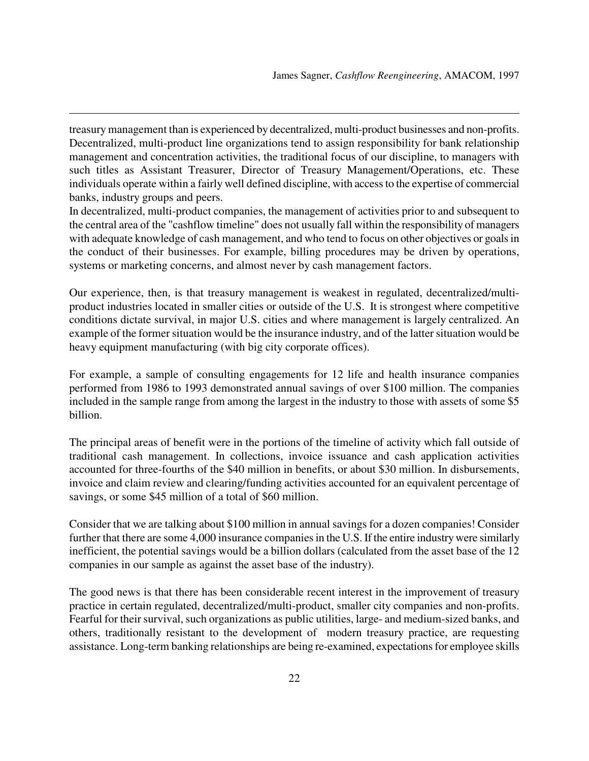treasury management than is experienced by decentralized, multi-product businesses and non-profits. Decentralized, multi-product line organizations tend to assign responsibility for bank relationship management and concentration activities, the traditional focus of our discipline, to managers with such titles as Assistant Treasurer, Director of Treasury Management/Operations, etc. These individuals operate within a fairly well defined discipline, with access to the expertise of commercial banks, industry groups and peers.

In decentralized, multi-product companies, the management of activities prior to and subsequent to the central area of the "cashflow timeline" does not usually fall within the responsibility of managers with adequate knowledge of cash management, and who tend to focus on other objectives or goals in the conduct of their businesses. For example, billing procedures may be driven by operations, systems or marketing concerns, and almost never by cash management factors.

Our experience, then, is that treasury management is weakest in regulated, decentralized/multi-product industries located in smaller cities or outside of the U.S. It is strongest where competitive conditions dictate survival, in major U.S. cities and where management is largely centralized. An example of the former situation would be the insurance industry, and of the latter situation would be heavy equipment manufacturing (with big city corporate offices).

For example, a sample of consulting engagements for 12 life and health insurance companies performed from 1986 to 1993 demonstrated annual savings of over $100 million. The companies included in the sample range from among the largest in the industry to those with assets of some $5 billion.

The principal areas of benefit were in the portions of the timeline of activity which fall outside of traditional cash management. In collections, invoice issuance and cash application activities accounted for three-fourths of the $40 million in benefits, or about $30 million. In disbursements, invoice and claim review and clearing/funding activities accounted for an equivalent percentage of savings, or some $45 million of a total of $60 million.

Consider that we are talking about $100 million in annual savings for a dozen companies! Consider further that there are some 4,000 insurance companies in the U.S. If the entire industry were similarly inefficient, the potential savings would be a billion dollars (calculated from the asset base of the 12 companies in our sample as against the asset base of the industry).

The good news is that there has been considerable recent interest in the improvement of treasury practice in certain regulated, decentralized/multi-product, smaller city companies and non-profits. Fearful for their survival, such organizations as public utilities, large- and medium-sized banks, and others, traditionally resistant to the development of modern treasury practice, are requesting assistance. Long-term banking relationships are being re-examined, expectations for employee skills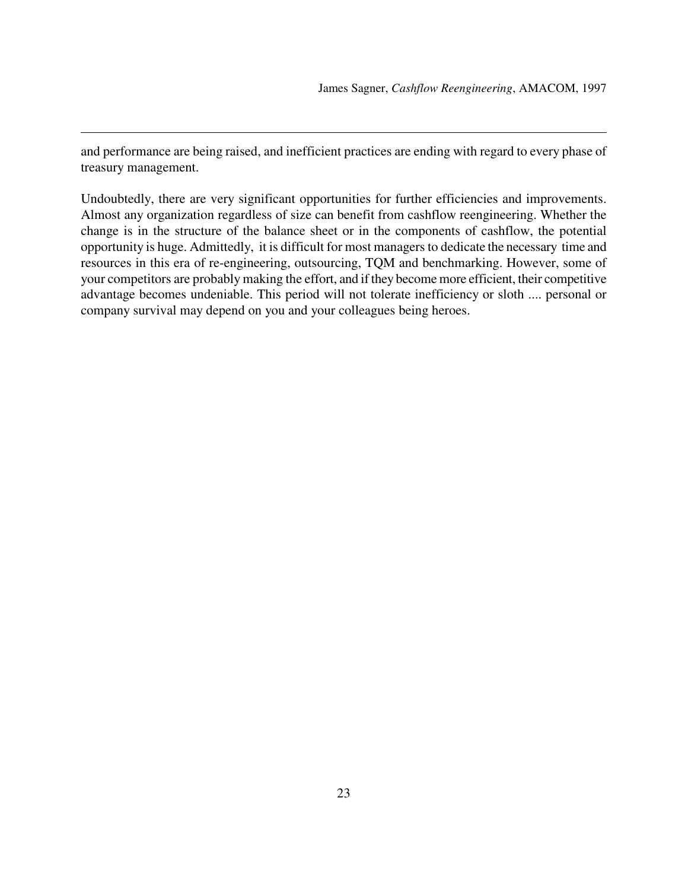and performance are being raised, and inefficient practices are ending with regard to every phase of treasury management.

Undoubtedly, there are very significant opportunities for further efficiencies and improvements. Almost any organization regardless of size can benefit from cashflow reengineering. Whether the change is in the structure of the balance sheet or in the components of cashflow, the potential opportunity is huge. Admittedly, it is difficult for most managers to dedicate the necessary time and resources in this era of re-engineering, outsourcing, TQM and benchmarking. However, some of your competitors are probably making the effort, and if they become more efficient, their competitive advantage becomes undeniable. This period will not tolerate inefficiency or sloth .... personal or company survival may depend on you and your colleagues being heroes.